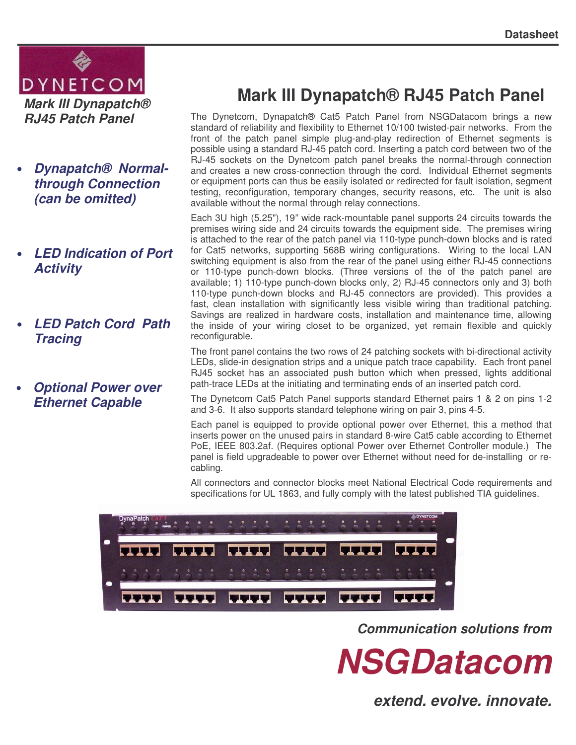Datasheet

DYNETCOM

***Mark III Dynapatch® RJ45 Patch Panel***

- ***Dynapatch® Normal-through Connection (can be omitted)***
- ***LED Indication of Port Activity***
- ***LED Patch Cord Path Tracing***
- ***Optional Power over Ethernet Capable***

# Mark III Dynapatch® RJ45 Patch Panel

The Dynetcom, Dynapatch® Cat5 Patch Panel from NSGDatacom brings a new standard of reliability and flexibility to Ethernet 10/100 twisted-pair networks. From the front of the patch panel simple plug-and-play redirection of Ethernet segments is possible using a standard RJ-45 patch cord. Inserting a patch cord between two of the RJ-45 sockets on the Dynetcom patch panel breaks the normal-through connection and creates a new cross-connection through the cord. Individual Ethernet segments or equipment ports can thus be easily isolated or redirected for fault isolation, segment testing, reconfiguration, temporary changes, security reasons, etc. The unit is also available without the normal through relay connections.

Each 3U high (5.25"), 19" wide rack-mountable panel supports 24 circuits towards the premises wiring side and 24 circuits towards the equipment side. The premises wiring is attached to the rear of the patch panel via 110-type punch-down blocks and is rated for Cat5 networks, supporting 568B wiring configurations. Wiring to the local LAN switching equipment is also from the rear of the panel using either RJ-45 connections or 110-type punch-down blocks. (Three versions of the of the patch panel are available; 1) 110-type punch-down blocks only, 2) RJ-45 connectors only and 3) both 110-type punch-down blocks and RJ-45 connectors are provided). This provides a fast, clean installation with significantly less visible wiring than traditional patching. Savings are realized in hardware costs, installation and maintenance time, allowing the inside of your wiring closet to be organized, yet remain flexible and quickly reconfigurable.

The front panel contains the two rows of 24 patching sockets with bi-directional activity LEDs, slide-in designation strips and a unique patch trace capability. Each front panel RJ45 socket has an associated push button which when pressed, lights additional path-trace LEDs at the initiating and terminating ends of an inserted patch cord.

The Dynetcom Cat5 Patch Panel supports standard Ethernet pairs 1 & 2 on pins 1-2 and 3-6. It also supports standard telephone wiring on pair 3, pins 4-5.

Each panel is equipped to provide optional power over Ethernet, this a method that inserts power on the unused pairs in standard 8-wire Cat5 cable according to Ethernet PoE, IEEE 803.2af. (Requires optional Power over Ethernet Controller module.) The panel is field upgradeable to power over Ethernet without need for de-installing or re-cabling.

All connectors and connector blocks meet National Electrical Code requirements and specifications for UL 1863, and fully comply with the latest published TIA guidelines.

***Communication solutions from***

***NSGDatacom***

***extend. evolve. innovate.***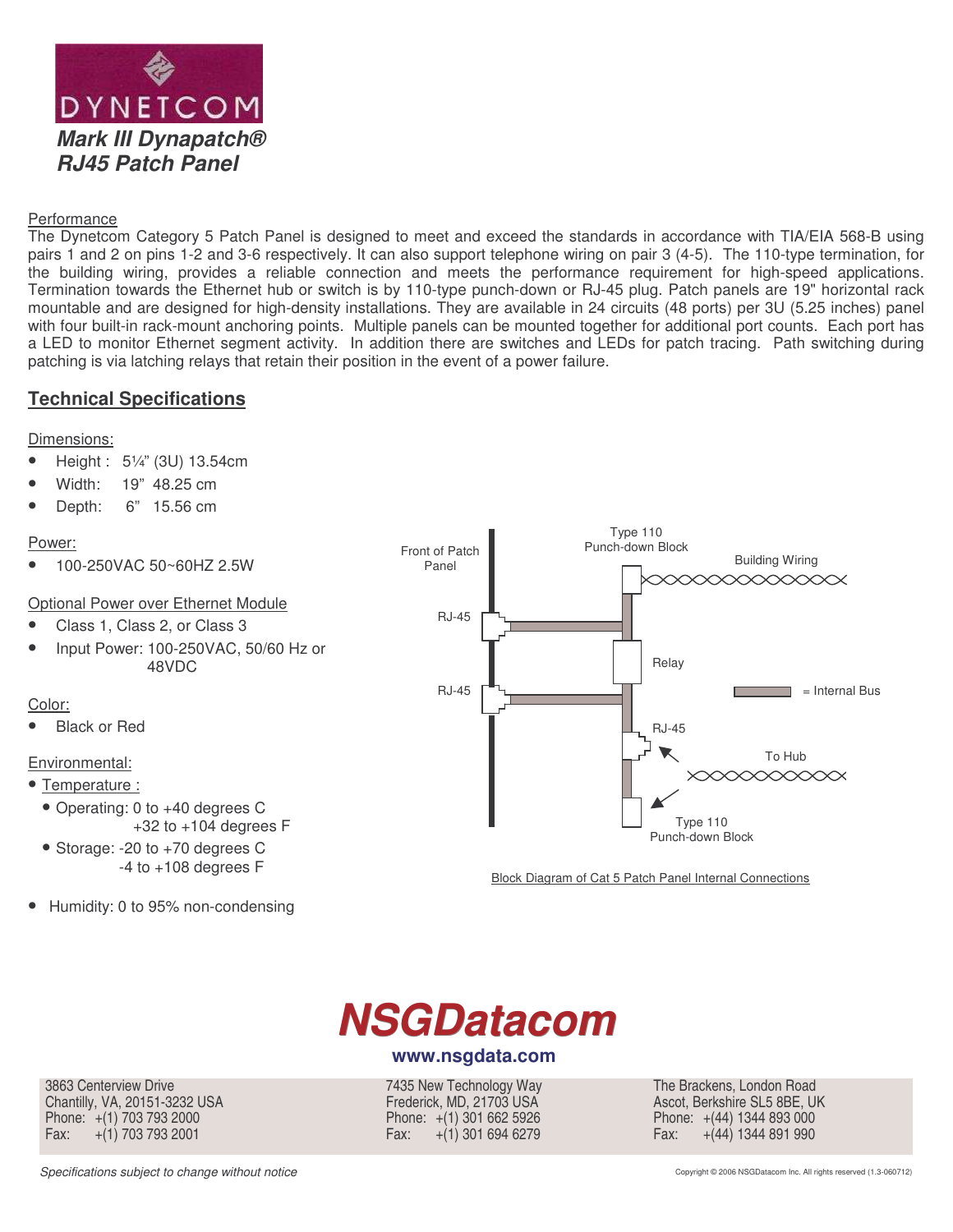DYNETCOM

***Mark III Dynapatch® RJ45 Patch Panel***

Performance

The Dynetcom Category 5 Patch Panel is designed to meet and exceed the standards in accordance with TIA/EIA 568-B using pairs 1 and 2 on pins 1-2 and 3-6 respectively. It can also support telephone wiring on pair 3 (4-5). The 110-type termination, for the building wiring, provides a reliable connection and meets the performance requirement for high-speed applications. Termination towards the Ethernet hub or switch is by 110-type punch-down or RJ-45 plug. Patch panels are 19" horizontal rack mountable and are designed for high-density installations. They are available in 24 circuits (48 ports) per 3U (5.25 inches) panel with four built-in rack-mount anchoring points. Multiple panels can be mounted together for additional port counts. Each port has a LED to monitor Ethernet segment activity. In addition there are switches and LEDs for patch tracing. Path switching during patching is via latching relays that retain their position in the event of a power failure.

## Technical Specifications

Dimensions:

- Height : 5¼" (3U) 13.54cm
- Width: 19" 48.25 cm
- Depth: 6" 15.56 cm

Power:

- 100-250VAC 50~60HZ 2.5W

Optional Power over Ethernet Module

- Class 1, Class 2, or Class 3
- Input Power: 100-250VAC, 50/60 Hz or 48VDC

Color:

- Black or Red

Environmental:

- Temperature :
  - Operating: 0 to +40 degrees C  
    +32 to +104 degrees F
  - Storage: -20 to +70 degrees C  
    -4 to +108 degrees F
- Humidity: 0 to 95% non-condensing

Front of Patch Panel

Type 110 Punch-down Block

Building Wiring

RJ-45

Relay

RJ-45

= Internal Bus

RJ-45

To Hub

Type 110 Punch-down Block

Block Diagram of Cat 5 Patch Panel Internal Connections

**NSGDatacom**

www.nsgdata.com

3863 Centerview Drive  
Chantilly, VA, 20151-3232 USA  
Phone: +(1) 703 793 2000  
Fax: +(1) 703 793 2001

7435 New Technology Way  
Frederick, MD, 21703 USA  
Phone: +(1) 301 662 5926  
Fax: +(1) 301 694 6279

The Brackens, London Road  
Ascot, Berkshire SL5 8BE, UK  
Phone: +(44) 1344 893 000  
Fax: +(44) 1344 891 990

*Specifications subject to change without notice*

Copyright © 2006 NSGDatacom Inc. All rights reserved (1.3-060712)